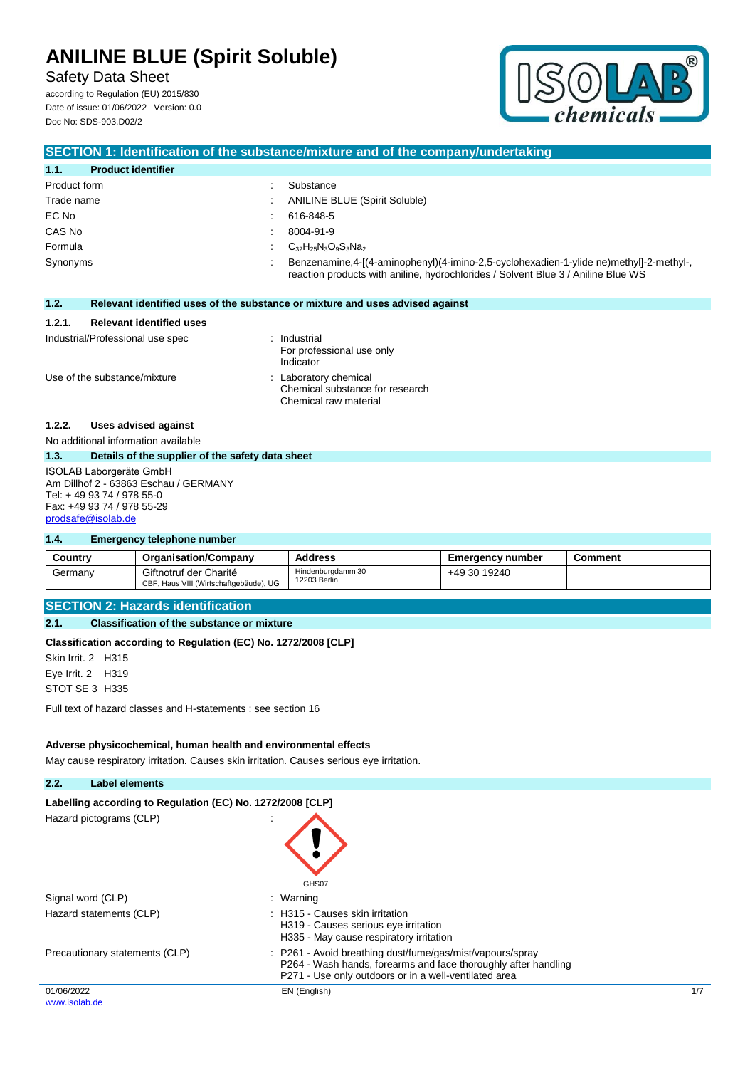# ANILINE BLUE (Spirit Soluble)

Safety Data Sheet

according to Regulation (EU) 2015/830
Date of issue: 01/06/2022 Version: 0.0
Doc No: SDS-903.D02/2

## SECTION 1: Identification of the substance/mixture and of the company/undertaking

### 1.1. Product identifier

| | | |
|---|---|---|
| Product form | : | Substance |
| Trade name | : | ANILINE BLUE (Spirit Soluble) |
| EC No | : | 616-848-5 |
| CAS No | : | 8004-91-9 |
| Formula | : | $C_{32}H_{25}N_3O_9S_3Na_2$ |
| Synonyms | : | Benzenamine,4-[(4-aminophenyl)(4-imino-2,5-cyclohexadien-1-ylide ne)methyl]-2-methyl-, reaction products with aniline, hydrochlorides / Solvent Blue 3 / Aniline Blue WS |

### 1.2. Relevant identified uses of the substance or mixture and uses advised against

#### 1.2.1. Relevant identified uses

| | |
|---|---|
| Industrial/Professional use spec | : Industrial<br>For professional use only<br>Indicator |
| Use of the substance/mixture | : Laboratory chemical<br>Chemical substance for research<br>Chemical raw material |

#### 1.2.2. Uses advised against

No additional information available

### 1.3. Details of the supplier of the safety data sheet

ISOLAB Laborgeräte GmbH
Am Dillhof 2 - 63863 Eschau / GERMANY
Tel: + 49 93 74 / 978 55-0
Fax: +49 93 74 / 978 55-29
prodsafe@isolab.de

### 1.4. Emergency telephone number

| Country | Organisation/Company | Address | Emergency number | Comment |
|---|---|---|---|---|
| Germany | Giftnotruf der Charité<br>CBF, Haus VIII (Wirtschaftgebäude), UG | Hindenburgdamm 30<br>12203 Berlin | +49 30 19240 | |

## SECTION 2: Hazards identification

### 2.1. Classification of the substance or mixture

**Classification according to Regulation (EC) No. 1272/2008 [CLP]**

Skin Irrit. 2 H315
Eye Irrit. 2 H319
STOT SE 3 H335

Full text of hazard classes and H-statements : see section 16

**Adverse physicochemical, human health and environmental effects**

May cause respiratory irritation. Causes skin irritation. Causes serious eye irritation.

### 2.2. Label elements

**Labelling according to Regulation (EC) No. 1272/2008 [CLP]**

| | |
|---|---|
| Hazard pictograms (CLP) | : GHS07 |
| Signal word (CLP) | : Warning |
| Hazard statements (CLP) | : H315 - Causes skin irritation<br>H319 - Causes serious eye irritation<br>H335 - May cause respiratory irritation |
| Precautionary statements (CLP) | : P261 - Avoid breathing dust/fume/gas/mist/vapours/spray<br>P264 - Wash hands, forearms and face thoroughly after handling<br>P271 - Use only outdoors or in a well-ventilated area |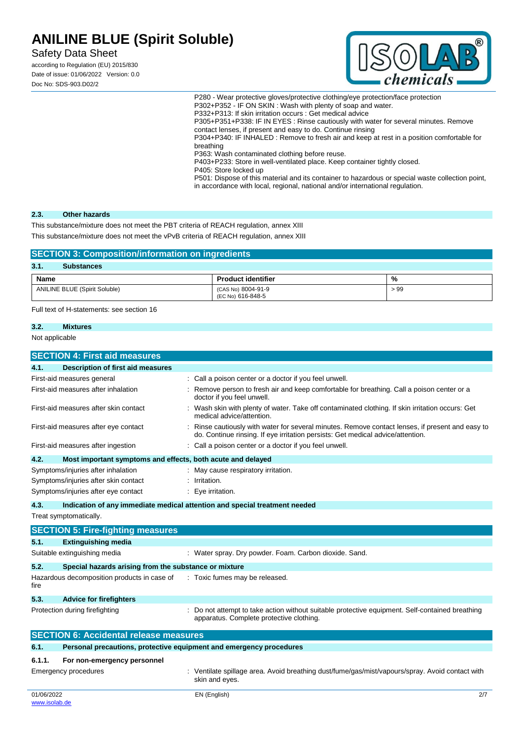P280 - Wear protective gloves/protective clothing/eye protection/face protection
P302+P352 - IF ON SKIN : Wash with plenty of soap and water.
P332+P313: If skin irritation occurs : Get medical advice
P305+P351+P338: IF IN EYES : Rinse cautiously with water for several minutes. Remove contact lenses, if present and easy to do. Continue rinsing
P304+P340: IF INHALED : Remove to fresh air and keep at rest in a position comfortable for breathing
P363: Wash contaminated clothing before reuse.
P403+P233: Store in well-ventilated place. Keep container tightly closed.
P405: Store locked up
P501: Dispose of this material and its container to hazardous or special waste collection point, in accordance with local, regional, national and/or international regulation.

### 2.3. Other hazards

This substance/mixture does not meet the PBT criteria of REACH regulation, annex XIII

This substance/mixture does not meet the vPvB criteria of REACH regulation, annex XIII

## SECTION 3: Composition/information on ingredients

### 3.1. Substances

| Name | Product identifier | % |
|---|---|---|
| ANILINE BLUE (Spirit Soluble) | (CAS No) 8004-91-9<br>(EC No) 616-848-5 | > 99 |

Full text of H-statements: see section 16

### 3.2. Mixtures

Not applicable

## SECTION 4: First aid measures

### 4.1. Description of first aid measures

First-aid measures general : Call a poison center or a doctor if you feel unwell.

First-aid measures after inhalation : Remove person to fresh air and keep comfortable for breathing. Call a poison center or a doctor if you feel unwell.

First-aid measures after skin contact : Wash skin with plenty of water. Take off contaminated clothing. If skin irritation occurs: Get medical advice/attention.

First-aid measures after eye contact : Rinse cautiously with water for several minutes. Remove contact lenses, if present and easy to do. Continue rinsing. If eye irritation persists: Get medical advice/attention.

First-aid measures after ingestion : Call a poison center or a doctor if you feel unwell.

### 4.2. Most important symptoms and effects, both acute and delayed

Symptoms/injuries after inhalation : May cause respiratory irritation.

Symptoms/injuries after skin contact : Irritation.

Symptoms/injuries after eye contact : Eye irritation.

### 4.3. Indication of any immediate medical attention and special treatment needed

Treat symptomatically.

## SECTION 5: Fire-fighting measures

### 5.1. Extinguishing media

Suitable extinguishing media : Water spray. Dry powder. Foam. Carbon dioxide. Sand.

### 5.2. Special hazards arising from the substance or mixture

Hazardous decomposition products in case of fire : Toxic fumes may be released.

### 5.3. Advice for firefighters

Protection during firefighting : Do not attempt to take action without suitable protective equipment. Self-contained breathing apparatus. Complete protective clothing.

## SECTION 6: Accidental release measures

### 6.1. Personal precautions, protective equipment and emergency procedures

#### 6.1.1. For non-emergency personnel

Emergency procedures : Ventilate spillage area. Avoid breathing dust/fume/gas/mist/vapours/spray. Avoid contact with skin and eyes.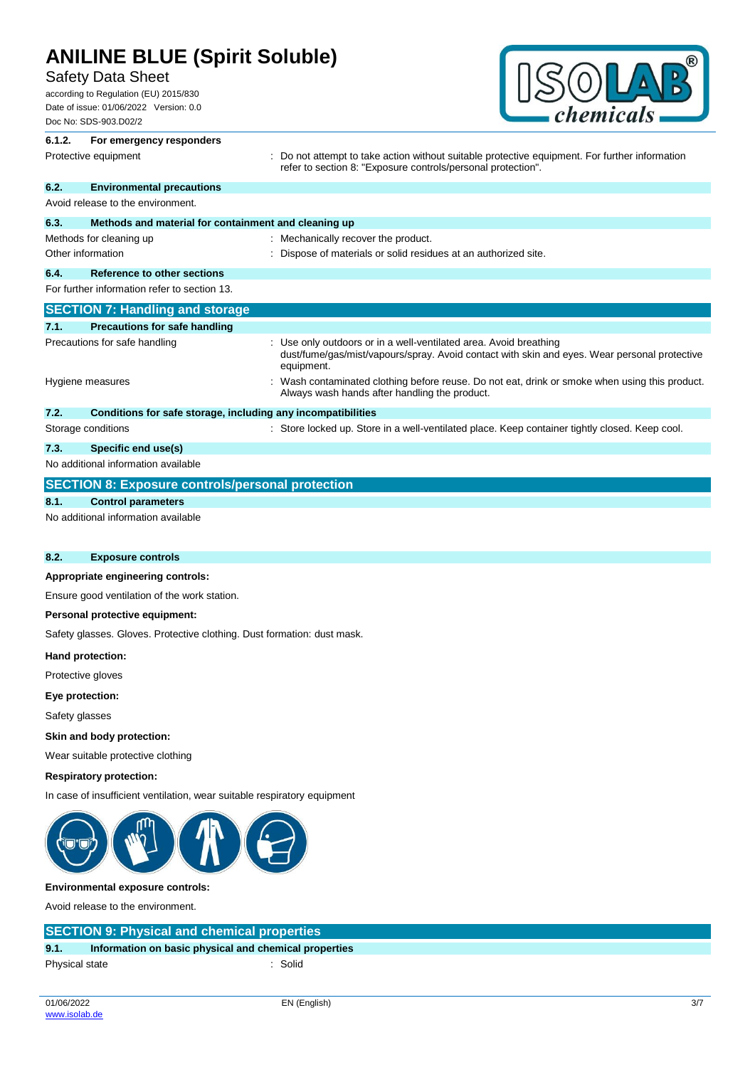#### 6.1.2. For emergency responders

| | |
|---|---|
| Protective equipment | : Do not attempt to take action without suitable protective equipment. For further information refer to section 8: "Exposure controls/personal protection". |

#### 6.2. Environmental precautions

Avoid release to the environment.

#### 6.3. Methods and material for containment and cleaning up

| | |
|---|---|
| Methods for cleaning up | : Mechanically recover the product. |
| Other information | : Dispose of materials or solid residues at an authorized site. |

#### 6.4. Reference to other sections

For further information refer to section 13.

## SECTION 7: Handling and storage

#### 7.1. Precautions for safe handling

| | |
|---|---|
| Precautions for safe handling | : Use only outdoors or in a well-ventilated area. Avoid breathing dust/fume/gas/mist/vapours/spray. Avoid contact with skin and eyes. Wear personal protective equipment. |
| Hygiene measures | : Wash contaminated clothing before reuse. Do not eat, drink or smoke when using this product. Always wash hands after handling the product. |

#### 7.2. Conditions for safe storage, including any incompatibilities

| | |
|---|---|
| Storage conditions | : Store locked up. Store in a well-ventilated place. Keep container tightly closed. Keep cool. |

#### 7.3. Specific end use(s)

No additional information available

## SECTION 8: Exposure controls/personal protection

#### 8.1. Control parameters

No additional information available

#### 8.2. Exposure controls

**Appropriate engineering controls:**

Ensure good ventilation of the work station.

**Personal protective equipment:**

Safety glasses. Gloves. Protective clothing. Dust formation: dust mask.

**Hand protection:**

Protective gloves

**Eye protection:**

Safety glasses

**Skin and body protection:**

Wear suitable protective clothing

**Respiratory protection:**

In case of insufficient ventilation, wear suitable respiratory equipment

**Environmental exposure controls:**

Avoid release to the environment.

## SECTION 9: Physical and chemical properties

#### 9.1. Information on basic physical and chemical properties

| | |
|---|---|
| Physical state | : Solid |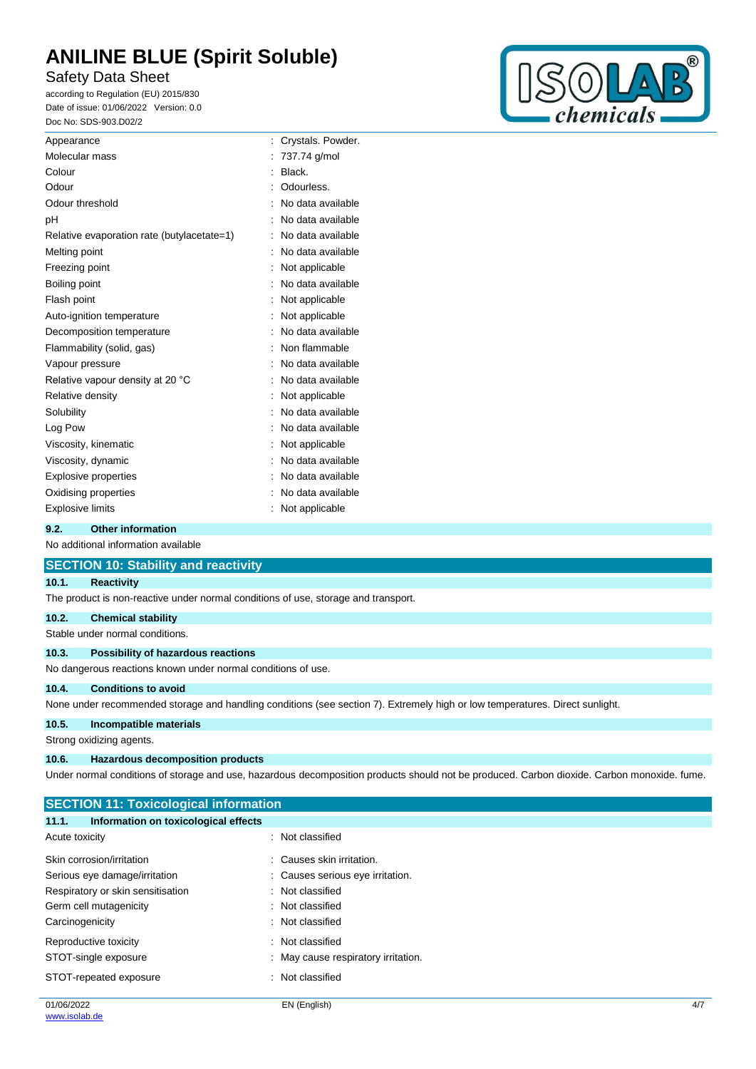| | |
|---|---|
| Appearance | : Crystals. Powder. |
| Molecular mass | : 737.74 g/mol |
| Colour | : Black. |
| Odour | : Odourless. |
| Odour threshold | : No data available |
| pH | : No data available |
| Relative evaporation rate (butylacetate=1) | : No data available |
| Melting point | : No data available |
| Freezing point | : Not applicable |
| Boiling point | : No data available |
| Flash point | : Not applicable |
| Auto-ignition temperature | : Not applicable |
| Decomposition temperature | : No data available |
| Flammability (solid, gas) | : Non flammable |
| Vapour pressure | : No data available |
| Relative vapour density at 20 °C | : No data available |
| Relative density | : Not applicable |
| Solubility | : No data available |
| Log Pow | : No data available |
| Viscosity, kinematic | : Not applicable |
| Viscosity, dynamic | : No data available |
| Explosive properties | : No data available |
| Oxidising properties | : No data available |
| Explosive limits | : Not applicable |

### 9.2. Other information

No additional information available

## SECTION 10: Stability and reactivity

### 10.1. Reactivity

The product is non-reactive under normal conditions of use, storage and transport.

### 10.2. Chemical stability

Stable under normal conditions.

### 10.3. Possibility of hazardous reactions

No dangerous reactions known under normal conditions of use.

### 10.4. Conditions to avoid

None under recommended storage and handling conditions (see section 7). Extremely high or low temperatures. Direct sunlight.

### 10.5. Incompatible materials

Strong oxidizing agents.

### 10.6. Hazardous decomposition products

Under normal conditions of storage and use, hazardous decomposition products should not be produced. Carbon dioxide. Carbon monoxide. fume.

## SECTION 11: Toxicological information

### 11.1. Information on toxicological effects

| | |
|---|---|
| Acute toxicity | : Not classified |
| Skin corrosion/irritation | : Causes skin irritation. |
| Serious eye damage/irritation | : Causes serious eye irritation. |
| Respiratory or skin sensitisation | : Not classified |
| Germ cell mutagenicity | : Not classified |
| Carcinogenicity | : Not classified |
| Reproductive toxicity | : Not classified |
| STOT-single exposure | : May cause respiratory irritation. |
| STOT-repeated exposure | : Not classified |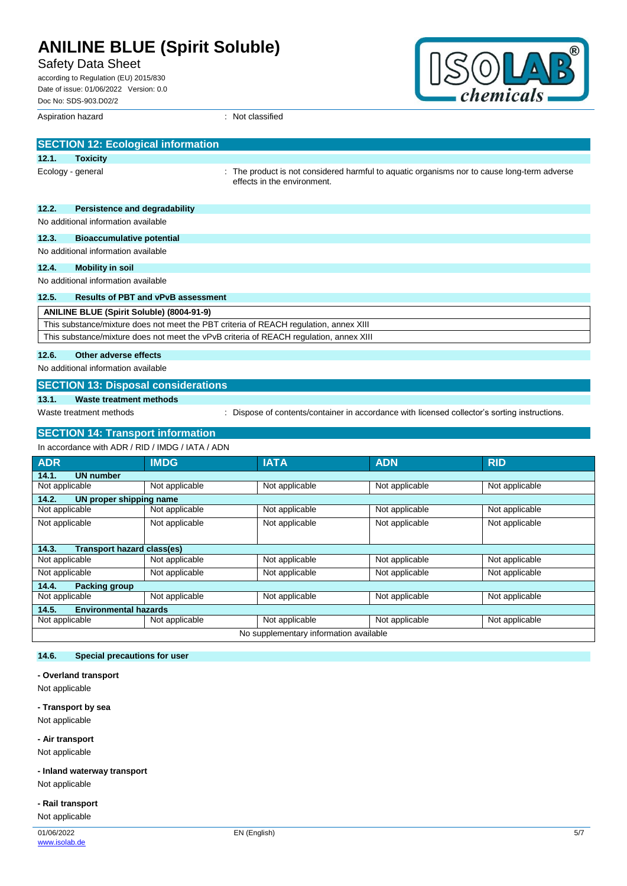Aspiration hazard : Not classified

## SECTION 12: Ecological information

### 12.1. Toxicity

Ecology - general : The product is not considered harmful to aquatic organisms nor to cause long-term adverse effects in the environment.

### 12.2. Persistence and degradability

No additional information available

### 12.3. Bioaccumulative potential

No additional information available

### 12.4. Mobility in soil

No additional information available

### 12.5. Results of PBT and vPvB assessment

| ANILINE BLUE (Spirit Soluble) (8004-91-9) |
|---|
| This substance/mixture does not meet the PBT criteria of REACH regulation, annex XIII |
| This substance/mixture does not meet the vPvB criteria of REACH regulation, annex XIII |

### 12.6. Other adverse effects

No additional information available

## SECTION 13: Disposal considerations

### 13.1. Waste treatment methods

Waste treatment methods : Dispose of contents/container in accordance with licensed collector's sorting instructions.

## SECTION 14: Transport information

In accordance with ADR / RID / IMDG / IATA / ADN

| ADR | IMDG | IATA | ADN | RID |
|---|---|---|---|---|
| **14.1. UN number** | | | | |
| Not applicable | Not applicable | Not applicable | Not applicable | Not applicable |
| **14.2. UN proper shipping name** | | | | |
| Not applicable | Not applicable | Not applicable | Not applicable | Not applicable |
| Not applicable | Not applicable | Not applicable | Not applicable | Not applicable |
| **14.3. Transport hazard class(es)** | | | | |
| Not applicable | Not applicable | Not applicable | Not applicable | Not applicable |
| Not applicable | Not applicable | Not applicable | Not applicable | Not applicable |
| **14.4. Packing group** | | | | |
| Not applicable | Not applicable | Not applicable | Not applicable | Not applicable |
| **14.5. Environmental hazards** | | | | |
| Not applicable | Not applicable | Not applicable | Not applicable | Not applicable |
| No supplementary information available | | | | |

### 14.6. Special precautions for user

**- Overland transport**

Not applicable

**- Transport by sea**

Not applicable

**- Air transport**

Not applicable

**- Inland waterway transport**

Not applicable

**- Rail transport**

Not applicable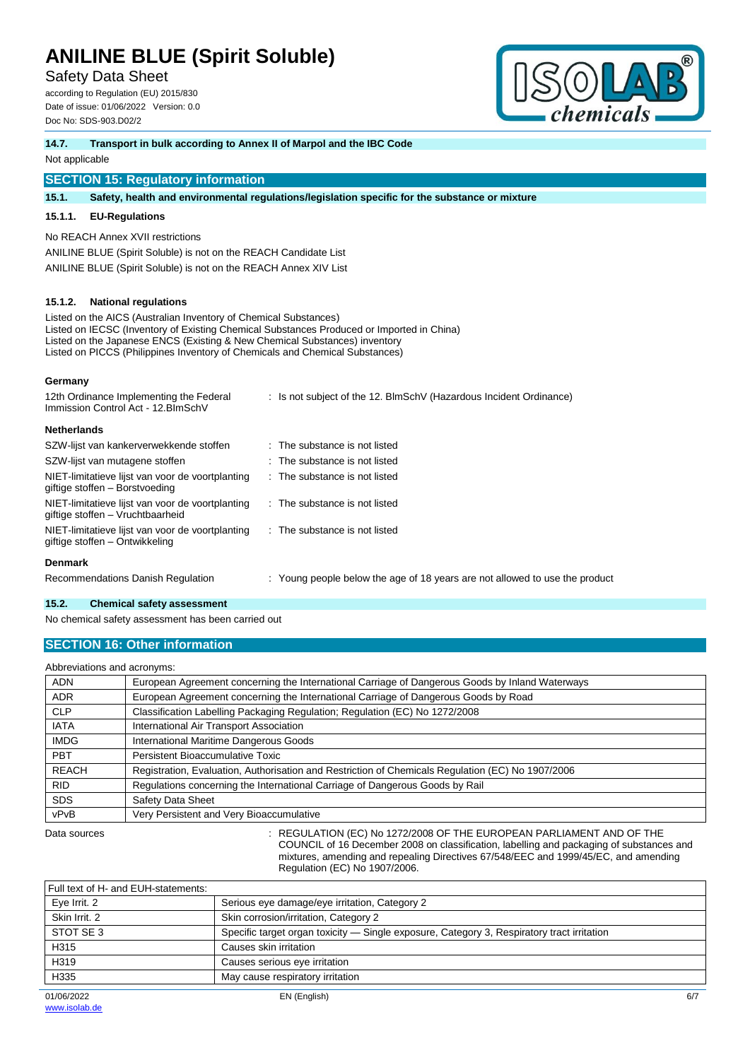### 14.7. Transport in bulk according to Annex II of Marpol and the IBC Code

Not applicable

## SECTION 15: Regulatory information

### 15.1. Safety, health and environmental regulations/legislation specific for the substance or mixture

#### 15.1.1. EU-Regulations

No REACH Annex XVII restrictions

ANILINE BLUE (Spirit Soluble) is not on the REACH Candidate List

ANILINE BLUE (Spirit Soluble) is not on the REACH Annex XIV List

#### 15.1.2. National regulations

Listed on the AICS (Australian Inventory of Chemical Substances)
Listed on IECSC (Inventory of Existing Chemical Substances Produced or Imported in China)
Listed on the Japanese ENCS (Existing & New Chemical Substances) inventory
Listed on PICCS (Philippines Inventory of Chemicals and Chemical Substances)

**Germany**

12th Ordinance Implementing the Federal Immission Control Act - 12.BImSchV : Is not subject of the 12. BlmSchV (Hazardous Incident Ordinance)

**Netherlands**

SZW-lijst van kankerverwekkende stoffen : The substance is not listed

SZW-lijst van mutagene stoffen : The substance is not listed

NIET-limitatieve lijst van voor de voortplanting giftige stoffen – Borstvoeding : The substance is not listed

NIET-limitatieve lijst van voor de voortplanting giftige stoffen – Vruchtbaarheid : The substance is not listed

NIET-limitatieve lijst van voor de voortplanting giftige stoffen – Ontwikkeling : The substance is not listed

**Denmark**

Recommendations Danish Regulation : Young people below the age of 18 years are not allowed to use the product

### 15.2. Chemical safety assessment

No chemical safety assessment has been carried out

## SECTION 16: Other information

Abbreviations and acronyms:

| | |
|---|---|
| ADN | European Agreement concerning the International Carriage of Dangerous Goods by Inland Waterways |
| ADR | European Agreement concerning the International Carriage of Dangerous Goods by Road |
| CLP | Classification Labelling Packaging Regulation; Regulation (EC) No 1272/2008 |
| IATA | International Air Transport Association |
| IMDG | International Maritime Dangerous Goods |
| PBT | Persistent Bioaccumulative Toxic |
| REACH | Registration, Evaluation, Authorisation and Restriction of Chemicals Regulation (EC) No 1907/2006 |
| RID | Regulations concerning the International Carriage of Dangerous Goods by Rail |
| SDS | Safety Data Sheet |
| vPvB | Very Persistent and Very Bioaccumulative |

Data sources : REGULATION (EC) No 1272/2008 OF THE EUROPEAN PARLIAMENT AND OF THE COUNCIL of 16 December 2008 on classification, labelling and packaging of substances and mixtures, amending and repealing Directives 67/548/EEC and 1999/45/EC, and amending Regulation (EC) No 1907/2006.

| Full text of H- and EUH-statements: | |
|---|---|
| Eye Irrit. 2 | Serious eye damage/eye irritation, Category 2 |
| Skin Irrit. 2 | Skin corrosion/irritation, Category 2 |
| STOT SE 3 | Specific target organ toxicity — Single exposure, Category 3, Respiratory tract irritation |
| H315 | Causes skin irritation |
| H319 | Causes serious eye irritation |
| H335 | May cause respiratory irritation |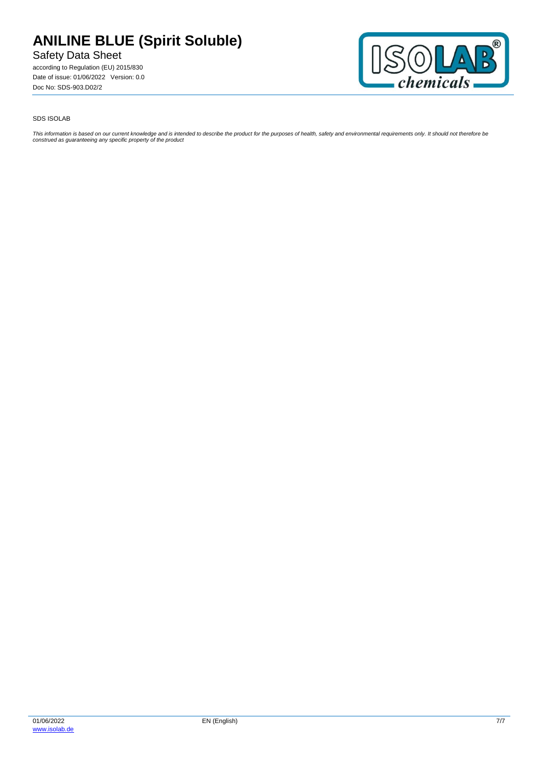SDS ISOLAB

*This information is based on our current knowledge and is intended to describe the product for the purposes of health, safety and environmental requirements only. It should not therefore be construed as guaranteeing any specific property of the product*